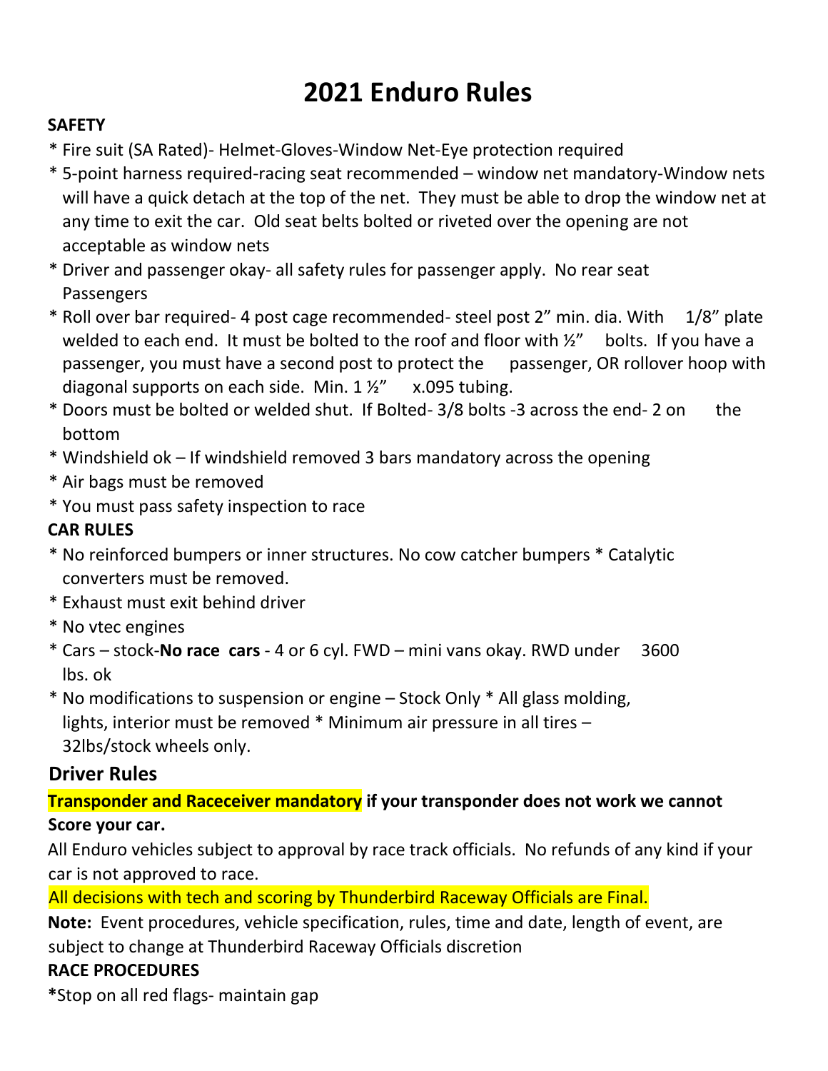# 2021 Enduro Rules

**SAFETY**

* Fire suit (SA Rated)- Helmet-Gloves-Window Net-Eye protection required
* 5-point harness required-racing seat recommended – window net mandatory-Window nets will have a quick detach at the top of the net. They must be able to drop the window net at any time to exit the car. Old seat belts bolted or riveted over the opening are not acceptable as window nets
* Driver and passenger okay- all safety rules for passenger apply. No rear seat Passengers
* Roll over bar required- 4 post cage recommended- steel post 2" min. dia. With 1/8" plate welded to each end. It must be bolted to the roof and floor with ½" bolts. If you have a passenger, you must have a second post to protect the passenger, OR rollover hoop with diagonal supports on each side. Min. 1 ½" x.095 tubing.
* Doors must be bolted or welded shut. If Bolted- 3/8 bolts -3 across the end- 2 on the bottom
* Windshield ok – If windshield removed 3 bars mandatory across the opening
* Air bags must be removed
* You must pass safety inspection to race

**CAR RULES**

* No reinforced bumpers or inner structures. No cow catcher bumpers * Catalytic converters must be removed.
* Exhaust must exit behind driver
* No vtec engines
* Cars – stock-**No race cars** - 4 or 6 cyl. FWD – mini vans okay. RWD under 3600 lbs. ok
* No modifications to suspension or engine – Stock Only * All glass molding, lights, interior must be removed * Minimum air pressure in all tires – 32lbs/stock wheels only.

## Driver Rules

**Transponder and Raceceiver mandatory if your transponder does not work we cannot Score your car.**

All Enduro vehicles subject to approval by race track officials. No refunds of any kind if your car is not approved to race.

All decisions with tech and scoring by Thunderbird Raceway Officials are Final.

**Note:** Event procedures, vehicle specification, rules, time and date, length of event, are subject to change at Thunderbird Raceway Officials discretion

**RACE PROCEDURES**

**\***Stop on all red flags- maintain gap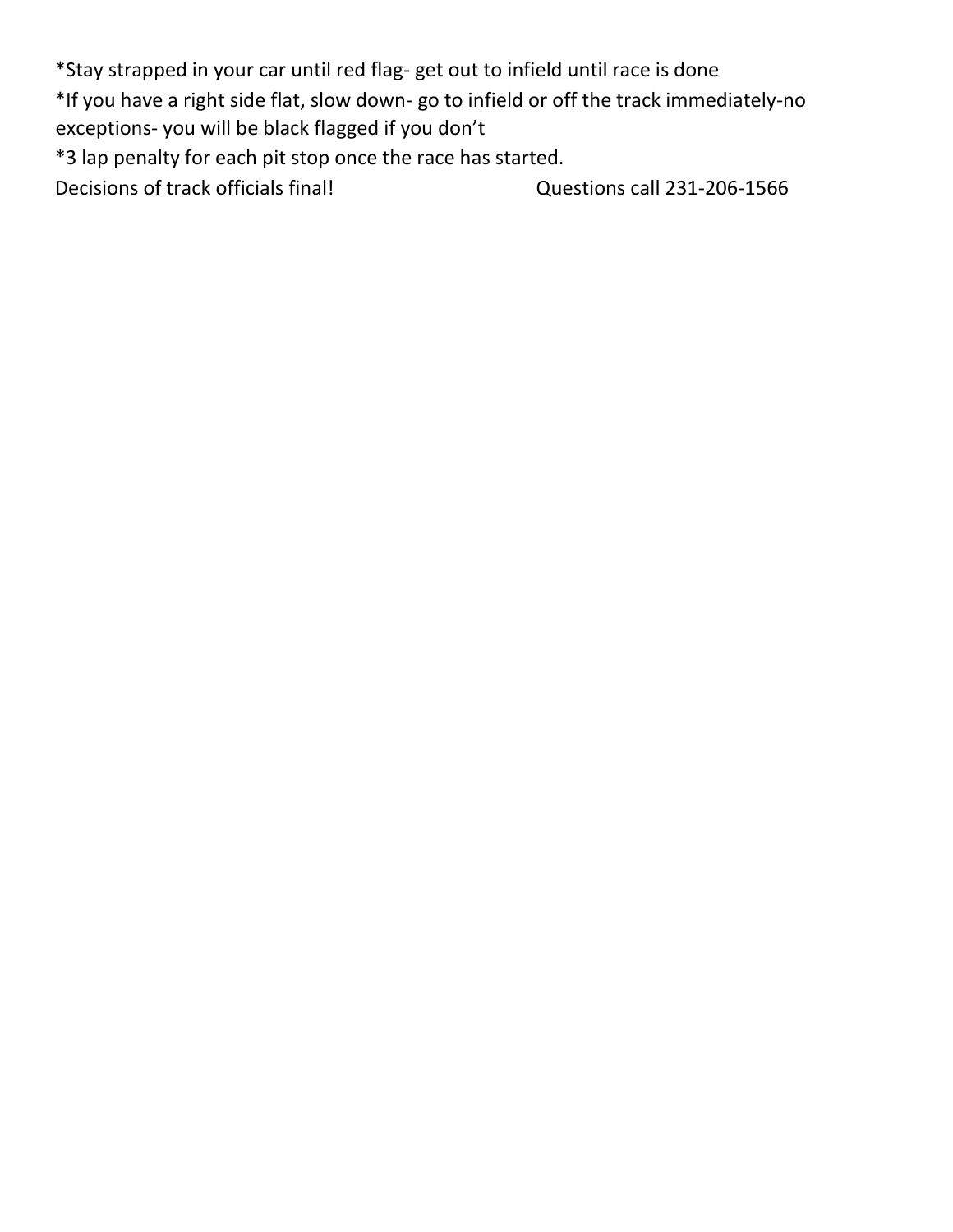*Stay strapped in your car until red flag- get out to infield until race is done

*If you have a right side flat, slow down- go to infield or off the track immediately-no exceptions- you will be black flagged if you don't

*3 lap penalty for each pit stop once the race has started.

Decisions of track officials final! Questions call 231-206-1566